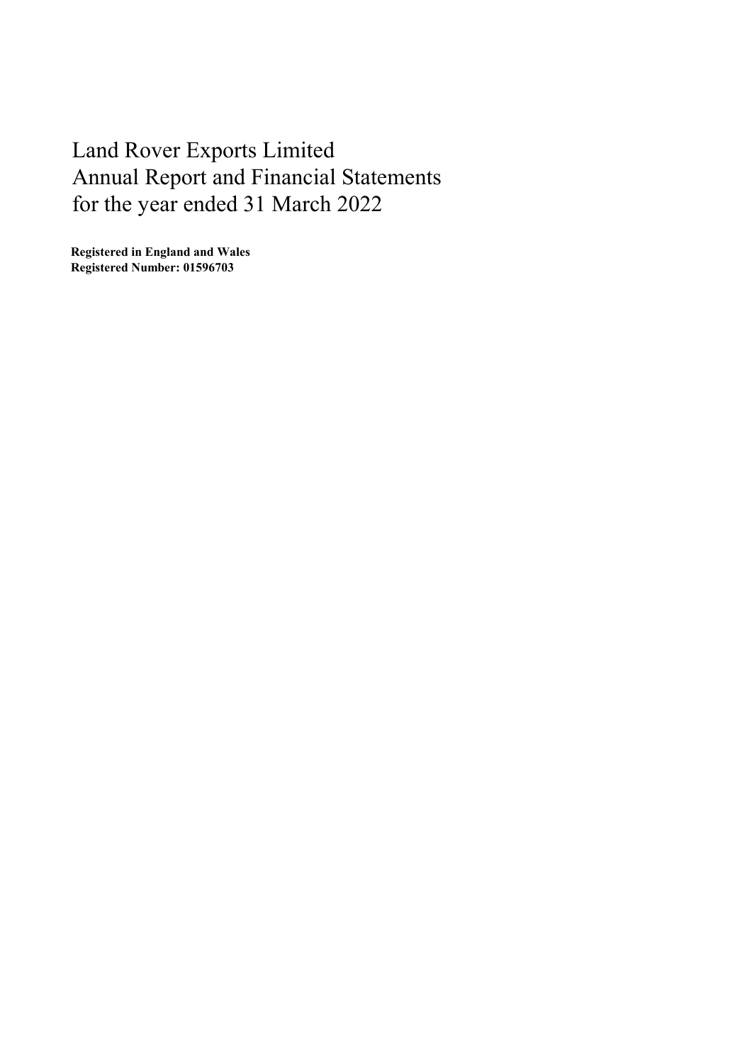# Land Rover Exports Limited
# Annual Report and Financial Statements
# for the year ended 31 March 2022

**Registered in England and Wales**
**Registered Number: 01596703**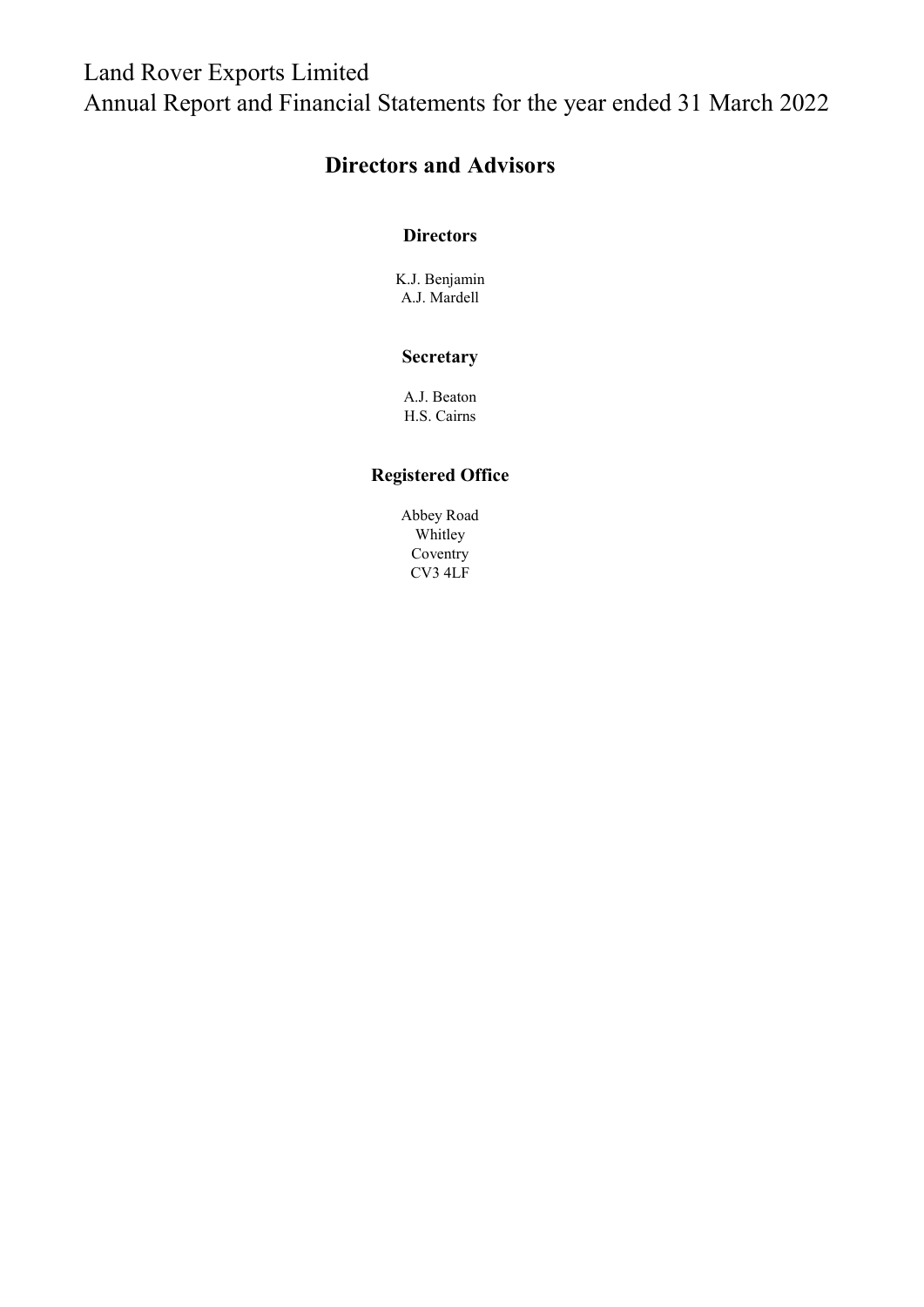# Land Rover Exports Limited
# Annual Report and Financial Statements for the year ended 31 March 2022

## Directors and Advisors

### Directors

K.J. Benjamin
A.J. Mardell

### Secretary

A.J. Beaton
H.S. Cairns

### Registered Office

Abbey Road
Whitley
Coventry
CV3 4LF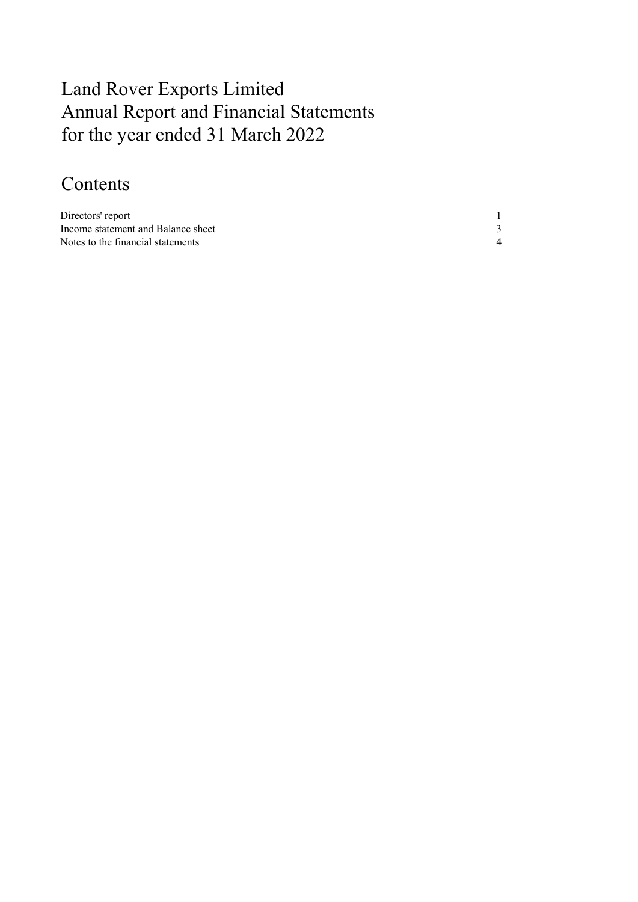# Land Rover Exports Limited
# Annual Report and Financial Statements
# for the year ended 31 March 2022

## Contents

| | |
|---|---|
| Directors' report | 1 |
| Income statement and Balance sheet | 3 |
| Notes to the financial statements | 4 |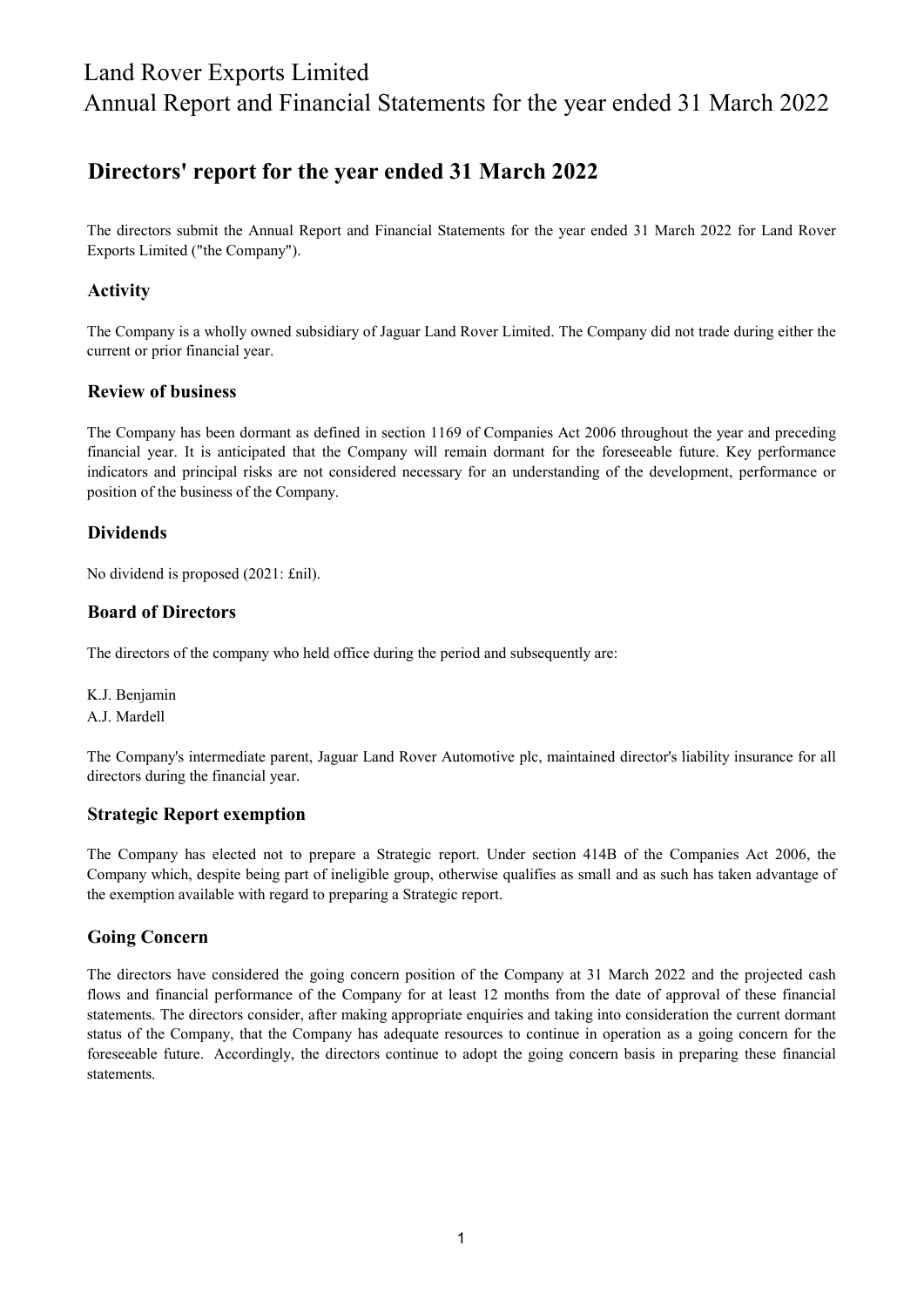# Directors' report for the year ended 31 March 2022

The directors submit the Annual Report and Financial Statements for the year ended 31 March 2022 for Land Rover Exports Limited ("the Company").

## Activity

The Company is a wholly owned subsidiary of Jaguar Land Rover Limited. The Company did not trade during either the current or prior financial year.

## Review of business

The Company has been dormant as defined in section 1169 of Companies Act 2006 throughout the year and preceding financial year. It is anticipated that the Company will remain dormant for the foreseeable future. Key performance indicators and principal risks are not considered necessary for an understanding of the development, performance or position of the business of the Company.

## Dividends

No dividend is proposed (2021: £nil).

## Board of Directors

The directors of the company who held office during the period and subsequently are:

K.J. Benjamin
A.J. Mardell

The Company's intermediate parent, Jaguar Land Rover Automotive plc, maintained director's liability insurance for all directors during the financial year.

## Strategic Report exemption

The Company has elected not to prepare a Strategic report. Under section 414B of the Companies Act 2006, the Company which, despite being part of ineligible group, otherwise qualifies as small and as such has taken advantage of the exemption available with regard to preparing a Strategic report.

## Going Concern

The directors have considered the going concern position of the Company at 31 March 2022 and the projected cash flows and financial performance of the Company for at least 12 months from the date of approval of these financial statements. The directors consider, after making appropriate enquiries and taking into consideration the current dormant status of the Company, that the Company has adequate resources to continue in operation as a going concern for the foreseeable future. Accordingly, the directors continue to adopt the going concern basis in preparing these financial statements.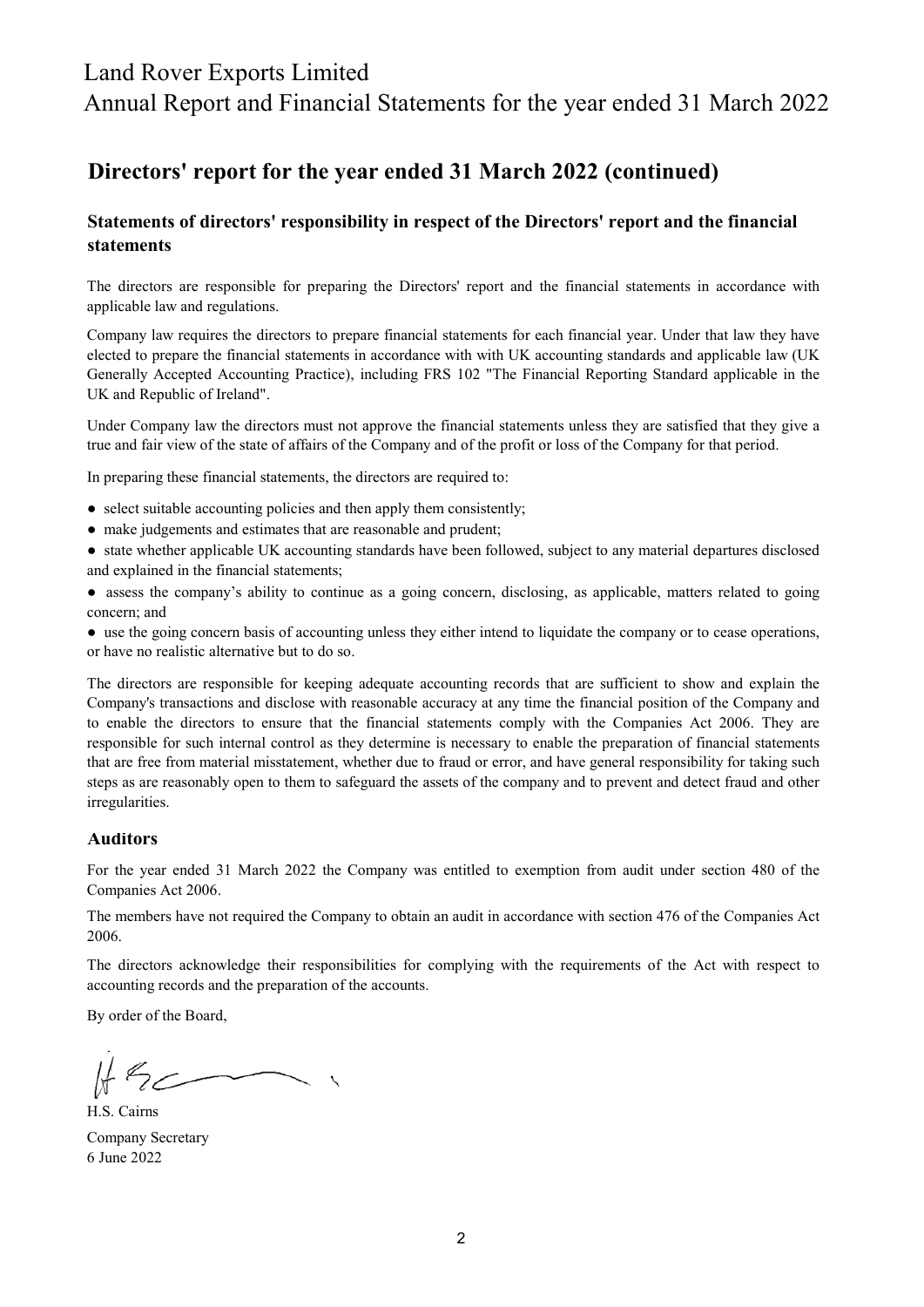## Directors' report for the year ended 31 March 2022 (continued)

### Statements of directors' responsibility in respect of the Directors' report and the financial statements

The directors are responsible for preparing the Directors' report and the financial statements in accordance with applicable law and regulations.

Company law requires the directors to prepare financial statements for each financial year. Under that law they have elected to prepare the financial statements in accordance with with UK accounting standards and applicable law (UK Generally Accepted Accounting Practice), including FRS 102 "The Financial Reporting Standard applicable in the UK and Republic of Ireland".

Under Company law the directors must not approve the financial statements unless they are satisfied that they give a true and fair view of the state of affairs of the Company and of the profit or loss of the Company for that period.

In preparing these financial statements, the directors are required to:

- select suitable accounting policies and then apply them consistently;
- make judgements and estimates that are reasonable and prudent;
- state whether applicable UK accounting standards have been followed, subject to any material departures disclosed and explained in the financial statements;
- assess the company's ability to continue as a going concern, disclosing, as applicable, matters related to going concern; and
- use the going concern basis of accounting unless they either intend to liquidate the company or to cease operations, or have no realistic alternative but to do so.

The directors are responsible for keeping adequate accounting records that are sufficient to show and explain the Company's transactions and disclose with reasonable accuracy at any time the financial position of the Company and to enable the directors to ensure that the financial statements comply with the Companies Act 2006. They are responsible for such internal control as they determine is necessary to enable the preparation of financial statements that are free from material misstatement, whether due to fraud or error, and have general responsibility for taking such steps as are reasonably open to them to safeguard the assets of the company and to prevent and detect fraud and other irregularities.

### Auditors

For the year ended 31 March 2022 the Company was entitled to exemption from audit under section 480 of the Companies Act 2006.

The members have not required the Company to obtain an audit in accordance with section 476 of the Companies Act 2006.

The directors acknowledge their responsibilities for complying with the requirements of the Act with respect to accounting records and the preparation of the accounts.

By order of the Board,

H.S. Cairns
Company Secretary
6 June 2022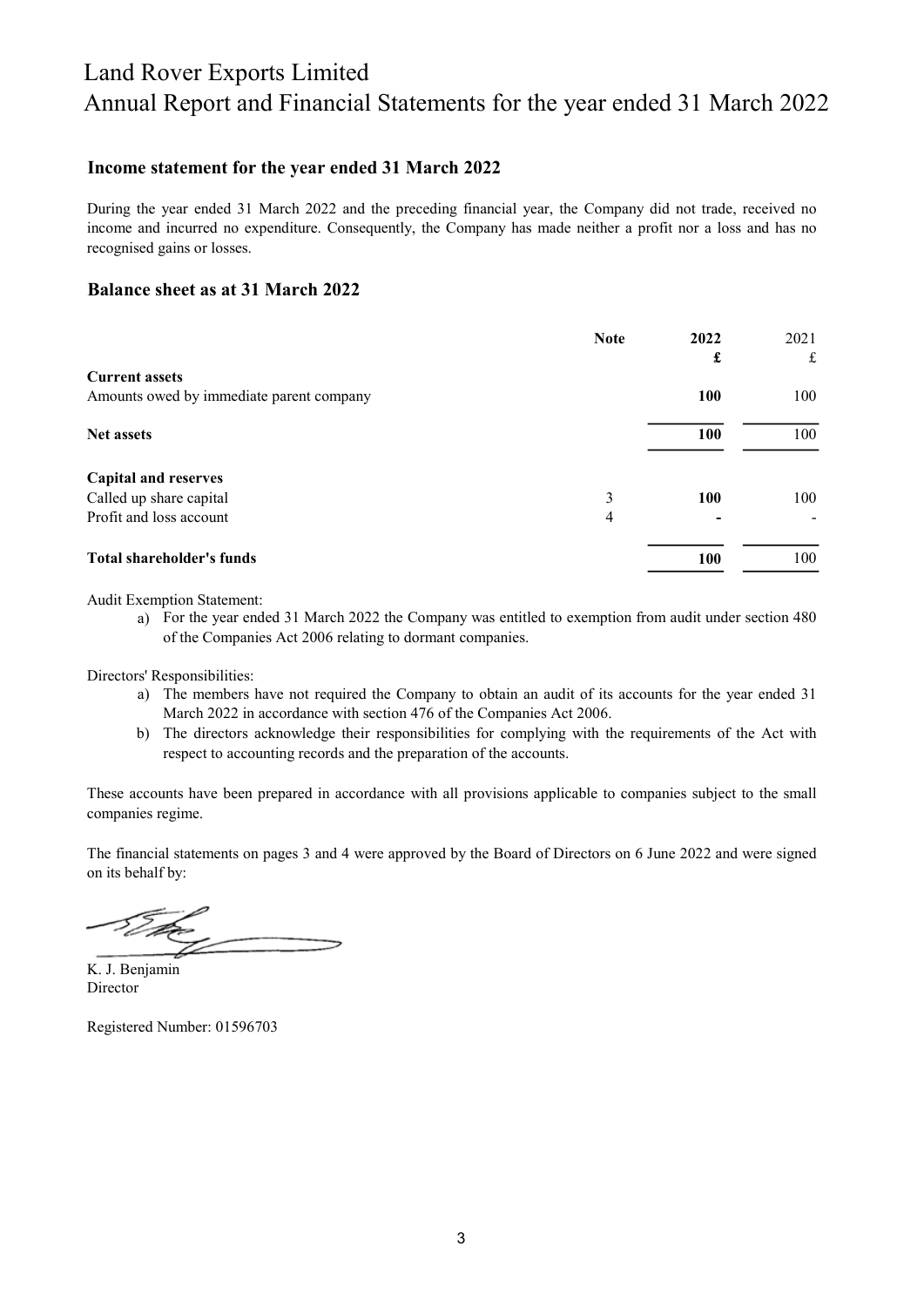# Land Rover Exports Limited
# Annual Report and Financial Statements for the year ended 31 March 2022

## Income statement for the year ended 31 March 2022

During the year ended 31 March 2022 and the preceding financial year, the Company did not trade, received no income and incurred no expenditure. Consequently, the Company has made neither a profit nor a loss and has no recognised gains or losses.

## Balance sheet as at 31 March 2022

| | Note | 2022 £ | 2021 £ |
|---|---|---|---|
| **Current assets** | | | |
| Amounts owed by immediate parent company | | **100** | 100 |
| **Net assets** | | **100** | 100 |
| **Capital and reserves** | | | |
| Called up share capital | 3 | **100** | 100 |
| Profit and loss account | 4 | **-** | - |
| **Total shareholder's funds** | | **100** | 100 |

Audit Exemption Statement:

a) For the year ended 31 March 2022 the Company was entitled to exemption from audit under section 480 of the Companies Act 2006 relating to dormant companies.

Directors' Responsibilities:

a) The members have not required the Company to obtain an audit of its accounts for the year ended 31 March 2022 in accordance with section 476 of the Companies Act 2006.

b) The directors acknowledge their responsibilities for complying with the requirements of the Act with respect to accounting records and the preparation of the accounts.

These accounts have been prepared in accordance with all provisions applicable to companies subject to the small companies regime.

The financial statements on pages 3 and 4 were approved by the Board of Directors on 6 June 2022 and were signed on its behalf by:

K. J. Benjamin
Director

Registered Number: 01596703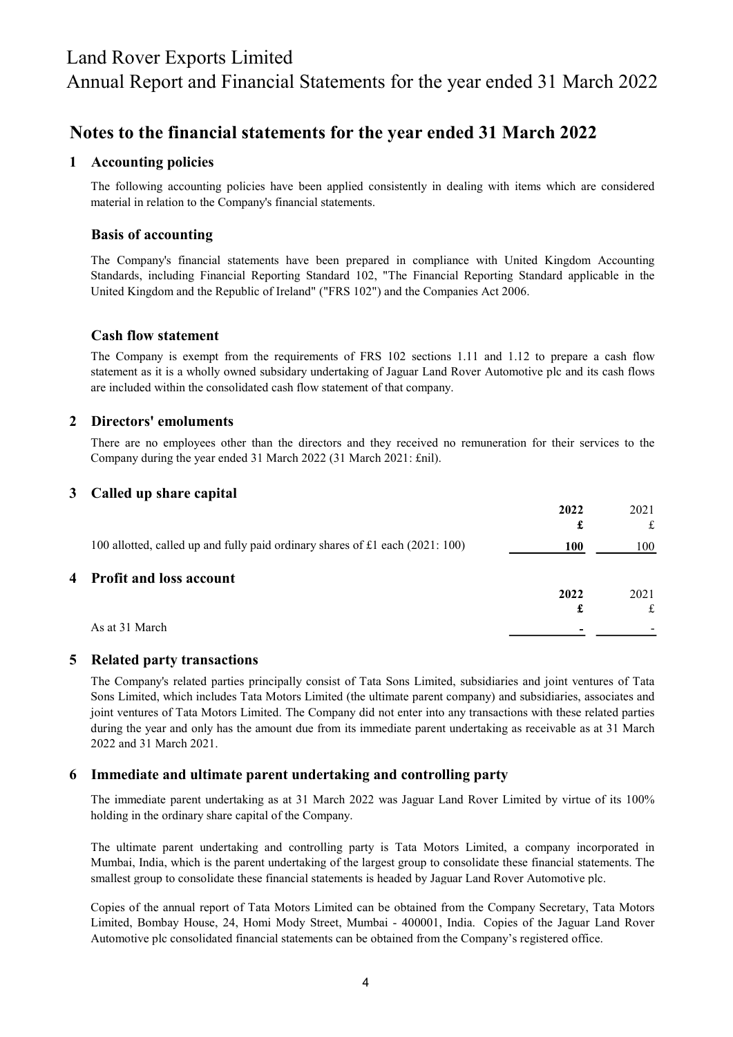# Land Rover Exports Limited

Annual Report and Financial Statements for the year ended 31 March 2022

## Notes to the financial statements for the year ended 31 March 2022

### 1 Accounting policies

The following accounting policies have been applied consistently in dealing with items which are considered material in relation to the Company's financial statements.

#### Basis of accounting

The Company's financial statements have been prepared in compliance with United Kingdom Accounting Standards, including Financial Reporting Standard 102, "The Financial Reporting Standard applicable in the United Kingdom and the Republic of Ireland" ("FRS 102") and the Companies Act 2006.

#### Cash flow statement

The Company is exempt from the requirements of FRS 102 sections 1.11 and 1.12 to prepare a cash flow statement as it is a wholly owned subsidary undertaking of Jaguar Land Rover Automotive plc and its cash flows are included within the consolidated cash flow statement of that company.

### 2 Directors' emoluments

There are no employees other than the directors and they received no remuneration for their services to the Company during the year ended 31 March 2022 (31 March 2021: £nil).

### 3 Called up share capital

| | **2022** | 2021 |
|---|---|---|
| | **£** | £ |
| 100 allotted, called up and fully paid ordinary shares of £1 each (2021: 100) | **100** | 100 |

### 4 Profit and loss account

| | **2022** | 2021 |
|---|---|---|
| | **£** | £ |
| As at 31 March | **-** | - |

### 5 Related party transactions

The Company's related parties principally consist of Tata Sons Limited, subsidiaries and joint ventures of Tata Sons Limited, which includes Tata Motors Limited (the ultimate parent company) and subsidiaries, associates and joint ventures of Tata Motors Limited. The Company did not enter into any transactions with these related parties during the year and only has the amount due from its immediate parent undertaking as receivable as at 31 March 2022 and 31 March 2021.

### 6 Immediate and ultimate parent undertaking and controlling party

The immediate parent undertaking as at 31 March 2022 was Jaguar Land Rover Limited by virtue of its 100% holding in the ordinary share capital of the Company.

The ultimate parent undertaking and controlling party is Tata Motors Limited, a company incorporated in Mumbai, India, which is the parent undertaking of the largest group to consolidate these financial statements. The smallest group to consolidate these financial statements is headed by Jaguar Land Rover Automotive plc.

Copies of the annual report of Tata Motors Limited can be obtained from the Company Secretary, Tata Motors Limited, Bombay House, 24, Homi Mody Street, Mumbai - 400001, India. Copies of the Jaguar Land Rover Automotive plc consolidated financial statements can be obtained from the Company's registered office.